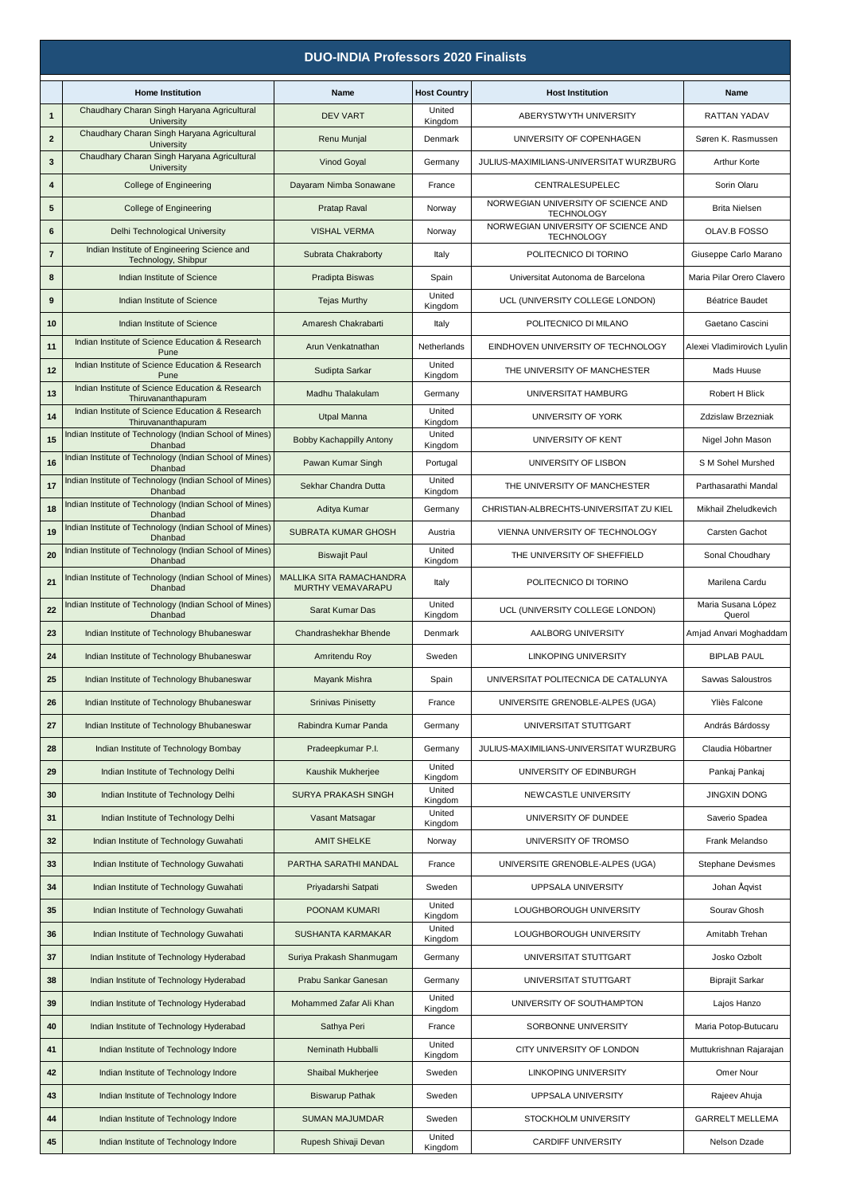# DUO-INDIA Professors 2020 Finalists

| | Home Institution | Name | Host Country | Host Institution | Name |
|---|---|---|---|---|---|
| 1 | Chaudhary Charan Singh Haryana Agricultural University | DEV VART | United Kingdom | ABERYSTWYTH UNIVERSITY | RATTAN YADAV |
| 2 | Chaudhary Charan Singh Haryana Agricultural University | Renu Munjal | Denmark | UNIVERSITY OF COPENHAGEN | Søren K. Rasmussen |
| 3 | Chaudhary Charan Singh Haryana Agricultural University | Vinod Goyal | Germany | JULIUS-MAXIMILIANS-UNIVERSITAT WURZBURG | Arthur Korte |
| 4 | College of Engineering | Dayaram Nimba Sonawane | France | CENTRALESUPELEC | Sorin Olaru |
| 5 | College of Engineering | Pratap Raval | Norway | NORWEGIAN UNIVERSITY OF SCIENCE AND TECHNOLOGY | Brita Nielsen |
| 6 | Delhi Technological University | VISHAL VERMA | Norway | NORWEGIAN UNIVERSITY OF SCIENCE AND TECHNOLOGY | OLAV.B FOSSO |
| 7 | Indian Institute of Engineering Science and Technology, Shibpur | Subrata Chakraborty | Italy | POLITECNICO DI TORINO | Giuseppe Carlo Marano |
| 8 | Indian Institute of Science | Pradipta Biswas | Spain | Universitat Autonoma de Barcelona | Maria Pilar Orero Clavero |
| 9 | Indian Institute of Science | Tejas Murthy | United Kingdom | UCL (UNIVERSITY COLLEGE LONDON) | Béatrice Baudet |
| 10 | Indian Institute of Science | Amaresh Chakrabarti | Italy | POLITECNICO DI MILANO | Gaetano Cascini |
| 11 | Indian Institute of Science Education & Research Pune | Arun Venkatnathan | Netherlands | EINDHOVEN UNIVERSITY OF TECHNOLOGY | Alexei Vladimirovich Lyulin |
| 12 | Indian Institute of Science Education & Research Pune | Sudipta Sarkar | United Kingdom | THE UNIVERSITY OF MANCHESTER | Mads Huuse |
| 13 | Indian Institute of Science Education & Research Thiruvananthapuram | Madhu Thalakulam | Germany | UNIVERSITAT HAMBURG | Robert H Blick |
| 14 | Indian Institute of Science Education & Research Thiruvananthapuram | Utpal Manna | United Kingdom | UNIVERSITY OF YORK | Zdzislaw Brzezniak |
| 15 | Indian Institute of Technology (Indian School of Mines) Dhanbad | Bobby Kachappilly Antony | United Kingdom | UNIVERSITY OF KENT | Nigel John Mason |
| 16 | Indian Institute of Technology (Indian School of Mines) Dhanbad | Pawan Kumar Singh | Portugal | UNIVERSITY OF LISBON | S M Sohel Murshed |
| 17 | Indian Institute of Technology (Indian School of Mines) Dhanbad | Sekhar Chandra Dutta | United Kingdom | THE UNIVERSITY OF MANCHESTER | Parthasarathi Mandal |
| 18 | Indian Institute of Technology (Indian School of Mines) Dhanbad | Aditya Kumar | Germany | CHRISTIAN-ALBRECHTS-UNIVERSITAT ZU KIEL | Mikhail Zheludkevich |
| 19 | Indian Institute of Technology (Indian School of Mines) Dhanbad | SUBRATA KUMAR GHOSH | Austria | VIENNA UNIVERSITY OF TECHNOLOGY | Carsten Gachot |
| 20 | Indian Institute of Technology (Indian School of Mines) Dhanbad | Biswajit Paul | United Kingdom | THE UNIVERSITY OF SHEFFIELD | Sonal Choudhary |
| 21 | Indian Institute of Technology (Indian School of Mines) Dhanbad | MALLIKA SITA RAMACHANDRA MURTHY VEMAVARAPU | Italy | POLITECNICO DI TORINO | Marilena Cardu |
| 22 | Indian Institute of Technology (Indian School of Mines) Dhanbad | Sarat Kumar Das | United Kingdom | UCL (UNIVERSITY COLLEGE LONDON) | Maria Susana López Querol |
| 23 | Indian Institute of Technology Bhubaneswar | Chandrashekhar Bhende | Denmark | AALBORG UNIVERSITY | Amjad Anvari Moghaddam |
| 24 | Indian Institute of Technology Bhubaneswar | Amritendu Roy | Sweden | LINKOPING UNIVERSITY | BIPLAB PAUL |
| 25 | Indian Institute of Technology Bhubaneswar | Mayank Mishra | Spain | UNIVERSITAT POLITECNICA DE CATALUNYA | Savvas Saloustros |
| 26 | Indian Institute of Technology Bhubaneswar | Srinivas Pinisetty | France | UNIVERSITE GRENOBLE-ALPES (UGA) | Yliès Falcone |
| 27 | Indian Institute of Technology Bhubaneswar | Rabindra Kumar Panda | Germany | UNIVERSITAT STUTTGART | András Bárdossy |
| 28 | Indian Institute of Technology Bombay | Pradeepkumar P.I. | Germany | JULIUS-MAXIMILIANS-UNIVERSITAT WURZBURG | Claudia Höbartner |
| 29 | Indian Institute of Technology Delhi | Kaushik Mukherjee | United Kingdom | UNIVERSITY OF EDINBURGH | Pankaj Pankaj |
| 30 | Indian Institute of Technology Delhi | SURYA PRAKASH SINGH | United Kingdom | NEWCASTLE UNIVERSITY | JINGXIN DONG |
| 31 | Indian Institute of Technology Delhi | Vasant Matsagar | United Kingdom | UNIVERSITY OF DUNDEE | Saverio Spadea |
| 32 | Indian Institute of Technology Guwahati | AMIT SHELKE | Norway | UNIVERSITY OF TROMSO | Frank Melandso |
| 33 | Indian Institute of Technology Guwahati | PARTHA SARATHI MANDAL | France | UNIVERSITE GRENOBLE-ALPES (UGA) | Stephane Devismes |
| 34 | Indian Institute of Technology Guwahati | Priyadarshi Satpati | Sweden | UPPSALA UNIVERSITY | Johan Åqvist |
| 35 | Indian Institute of Technology Guwahati | POONAM KUMARI | United Kingdom | LOUGHBOROUGH UNIVERSITY | Sourav Ghosh |
| 36 | Indian Institute of Technology Guwahati | SUSHANTA KARMAKAR | United Kingdom | LOUGHBOROUGH UNIVERSITY | Amitabh Trehan |
| 37 | Indian Institute of Technology Hyderabad | Suriya Prakash Shanmugam | Germany | UNIVERSITAT STUTTGART | Josko Ozbolt |
| 38 | Indian Institute of Technology Hyderabad | Prabu Sankar Ganesan | Germany | UNIVERSITAT STUTTGART | Biprajit Sarkar |
| 39 | Indian Institute of Technology Hyderabad | Mohammed Zafar Ali Khan | United Kingdom | UNIVERSITY OF SOUTHAMPTON | Lajos Hanzo |
| 40 | Indian Institute of Technology Hyderabad | Sathya Peri | France | SORBONNE UNIVERSITY | Maria Potop-Butucaru |
| 41 | Indian Institute of Technology Indore | Neminath Hubballi | United Kingdom | CITY UNIVERSITY OF LONDON | Muttukrishnan Rajarajan |
| 42 | Indian Institute of Technology Indore | Shaibal Mukherjee | Sweden | LINKOPING UNIVERSITY | Omer Nour |
| 43 | Indian Institute of Technology Indore | Biswarup Pathak | Sweden | UPPSALA UNIVERSITY | Rajeev Ahuja |
| 44 | Indian Institute of Technology Indore | SUMAN MAJUMDAR | Sweden | STOCKHOLM UNIVERSITY | GARRELT MELLEMA |
| 45 | Indian Institute of Technology Indore | Rupesh Shivaji Devan | United Kingdom | CARDIFF UNIVERSITY | Nelson Dzade |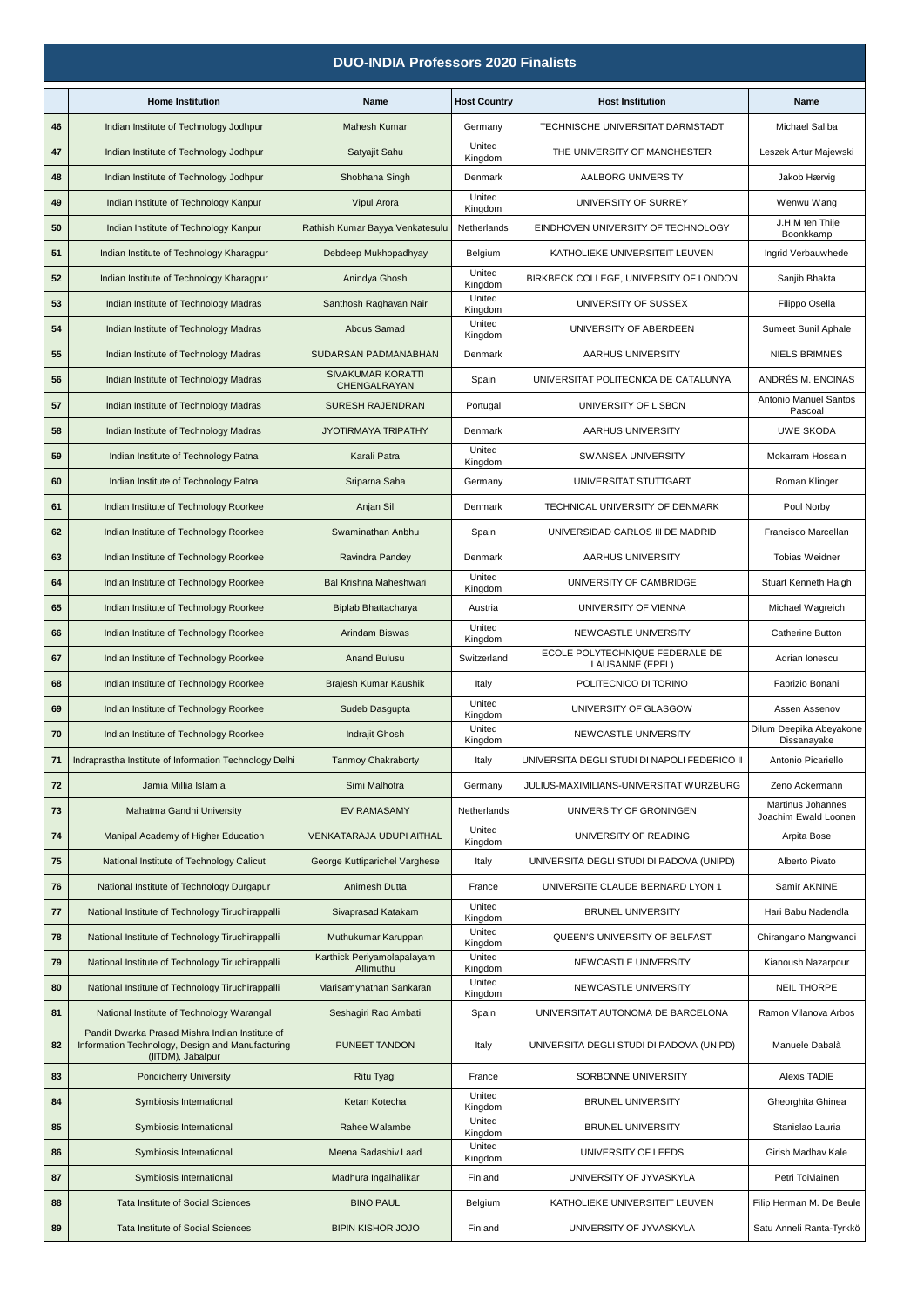# DUO-INDIA Professors 2020 Finalists

| | Home Institution | Name | Host Country | Host Institution | Name |
|---|---|---|---|---|---|
| 46 | Indian Institute of Technology Jodhpur | Mahesh Kumar | Germany | TECHNISCHE UNIVERSITAT DARMSTADT | Michael Saliba |
| 47 | Indian Institute of Technology Jodhpur | Satyajit Sahu | United Kingdom | THE UNIVERSITY OF MANCHESTER | Leszek Artur Majewski |
| 48 | Indian Institute of Technology Jodhpur | Shobhana Singh | Denmark | AALBORG UNIVERSITY | Jakob Hærvig |
| 49 | Indian Institute of Technology Kanpur | Vipul Arora | United Kingdom | UNIVERSITY OF SURREY | Wenwu Wang |
| 50 | Indian Institute of Technology Kanpur | Rathish Kumar Bayya Venkatesulu | Netherlands | EINDHOVEN UNIVERSITY OF TECHNOLOGY | J.H.M ten Thije Boonkkamp |
| 51 | Indian Institute of Technology Kharagpur | Debdeep Mukhopadhyay | Belgium | KATHOLIEKE UNIVERSITEIT LEUVEN | Ingrid Verbauwhede |
| 52 | Indian Institute of Technology Kharagpur | Anindya Ghosh | United Kingdom | BIRKBECK COLLEGE, UNIVERSITY OF LONDON | Sanjib Bhakta |
| 53 | Indian Institute of Technology Madras | Santhosh Raghavan Nair | United Kingdom | UNIVERSITY OF SUSSEX | Filippo Osella |
| 54 | Indian Institute of Technology Madras | Abdus Samad | United Kingdom | UNIVERSITY OF ABERDEEN | Sumeet Sunil Aphale |
| 55 | Indian Institute of Technology Madras | SUDARSAN PADMANABHAN | Denmark | AARHUS UNIVERSITY | NIELS BRIMNES |
| 56 | Indian Institute of Technology Madras | SIVAKUMAR KORATTI CHENGALRAYAN | Spain | UNIVERSITAT POLITECNICA DE CATALUNYA | ANDRÉS M. ENCINAS |
| 57 | Indian Institute of Technology Madras | SURESH RAJENDRAN | Portugal | UNIVERSITY OF LISBON | Antonio Manuel Santos Pascoal |
| 58 | Indian Institute of Technology Madras | JYOTIRMAYA TRIPATHY | Denmark | AARHUS UNIVERSITY | UWE SKODA |
| 59 | Indian Institute of Technology Patna | Karali Patra | United Kingdom | SWANSEA UNIVERSITY | Mokarram Hossain |
| 60 | Indian Institute of Technology Patna | Sriparna Saha | Germany | UNIVERSITAT STUTTGART | Roman Klinger |
| 61 | Indian Institute of Technology Roorkee | Anjan Sil | Denmark | TECHNICAL UNIVERSITY OF DENMARK | Poul Norby |
| 62 | Indian Institute of Technology Roorkee | Swaminathan Anbhu | Spain | UNIVERSIDAD CARLOS III DE MADRID | Francisco Marcellan |
| 63 | Indian Institute of Technology Roorkee | Ravindra Pandey | Denmark | AARHUS UNIVERSITY | Tobias Weidner |
| 64 | Indian Institute of Technology Roorkee | Bal Krishna Maheshwari | United Kingdom | UNIVERSITY OF CAMBRIDGE | Stuart Kenneth Haigh |
| 65 | Indian Institute of Technology Roorkee | Biplab Bhattacharya | Austria | UNIVERSITY OF VIENNA | Michael Wagreich |
| 66 | Indian Institute of Technology Roorkee | Arindam Biswas | United Kingdom | NEWCASTLE UNIVERSITY | Catherine Button |
| 67 | Indian Institute of Technology Roorkee | Anand Bulusu | Switzerland | ECOLE POLYTECHNIQUE FEDERALE DE LAUSANNE (EPFL) | Adrian Ionescu |
| 68 | Indian Institute of Technology Roorkee | Brajesh Kumar Kaushik | Italy | POLITECNICO DI TORINO | Fabrizio Bonani |
| 69 | Indian Institute of Technology Roorkee | Sudeb Dasgupta | United Kingdom | UNIVERSITY OF GLASGOW | Assen Assenov |
| 70 | Indian Institute of Technology Roorkee | Indrajit Ghosh | United Kingdom | NEWCASTLE UNIVERSITY | Dilum Deepika Abeyakone Dissanayake |
| 71 | Indraprastha Institute of Information Technology Delhi | Tanmoy Chakraborty | Italy | UNIVERSITA DEGLI STUDI DI NAPOLI FEDERICO II | Antonio Picariello |
| 72 | Jamia Millia Islamia | Simi Malhotra | Germany | JULIUS-MAXIMILIANS-UNIVERSITAT WURZBURG | Zeno Ackermann |
| 73 | Mahatma Gandhi University | EV RAMASAMY | Netherlands | UNIVERSITY OF GRONINGEN | Martinus Johannes Joachim Ewald Loonen |
| 74 | Manipal Academy of Higher Education | VENKATARAJA UDUPI AITHAL | United Kingdom | UNIVERSITY OF READING | Arpita Bose |
| 75 | National Institute of Technology Calicut | George Kuttiparichel Varghese | Italy | UNIVERSITA DEGLI STUDI DI PADOVA (UNIPD) | Alberto Pivato |
| 76 | National Institute of Technology Durgapur | Animesh Dutta | France | UNIVERSITE CLAUDE BERNARD LYON 1 | Samir AKNINE |
| 77 | National Institute of Technology Tiruchirappalli | Sivaprasad Katakam | United Kingdom | BRUNEL UNIVERSITY | Hari Babu Nadendla |
| 78 | National Institute of Technology Tiruchirappalli | Muthukumar Karuppan | United Kingdom | QUEEN'S UNIVERSITY OF BELFAST | Chirangano Mangwandi |
| 79 | National Institute of Technology Tiruchirappalli | Karthick Periyamolapalayam Allimuthu | United Kingdom | NEWCASTLE UNIVERSITY | Kianoush Nazarpour |
| 80 | National Institute of Technology Tiruchirappalli | Marisamynathan Sankaran | United Kingdom | NEWCASTLE UNIVERSITY | NEIL THORPE |
| 81 | National Institute of Technology Warangal | Seshagiri Rao Ambati | Spain | UNIVERSITAT AUTONOMA DE BARCELONA | Ramon Vilanova Arbos |
| 82 | Pandit Dwarka Prasad Mishra Indian Institute of Information Technology, Design and Manufacturing (IITDM), Jabalpur | PUNEET TANDON | Italy | UNIVERSITA DEGLI STUDI DI PADOVA (UNIPD) | Manuele Dabalà |
| 83 | Pondicherry University | Ritu Tyagi | France | SORBONNE UNIVERSITY | Alexis TADIE |
| 84 | Symbiosis International | Ketan Kotecha | United Kingdom | BRUNEL UNIVERSITY | Gheorghita Ghinea |
| 85 | Symbiosis International | Rahee Walambe | United Kingdom | BRUNEL UNIVERSITY | Stanislao Lauria |
| 86 | Symbiosis International | Meena Sadashiv Laad | United Kingdom | UNIVERSITY OF LEEDS | Girish Madhav Kale |
| 87 | Symbiosis International | Madhura Ingalhalikar | Finland | UNIVERSITY OF JYVASKYLA | Petri Toiviainen |
| 88 | Tata Institute of Social Sciences | BINO PAUL | Belgium | KATHOLIEKE UNIVERSITEIT LEUVEN | Filip Herman M. De Beule |
| 89 | Tata Institute of Social Sciences | BIPIN KISHOR JOJO | Finland | UNIVERSITY OF JYVASKYLA | Satu Anneli Ranta-Tyrkkö |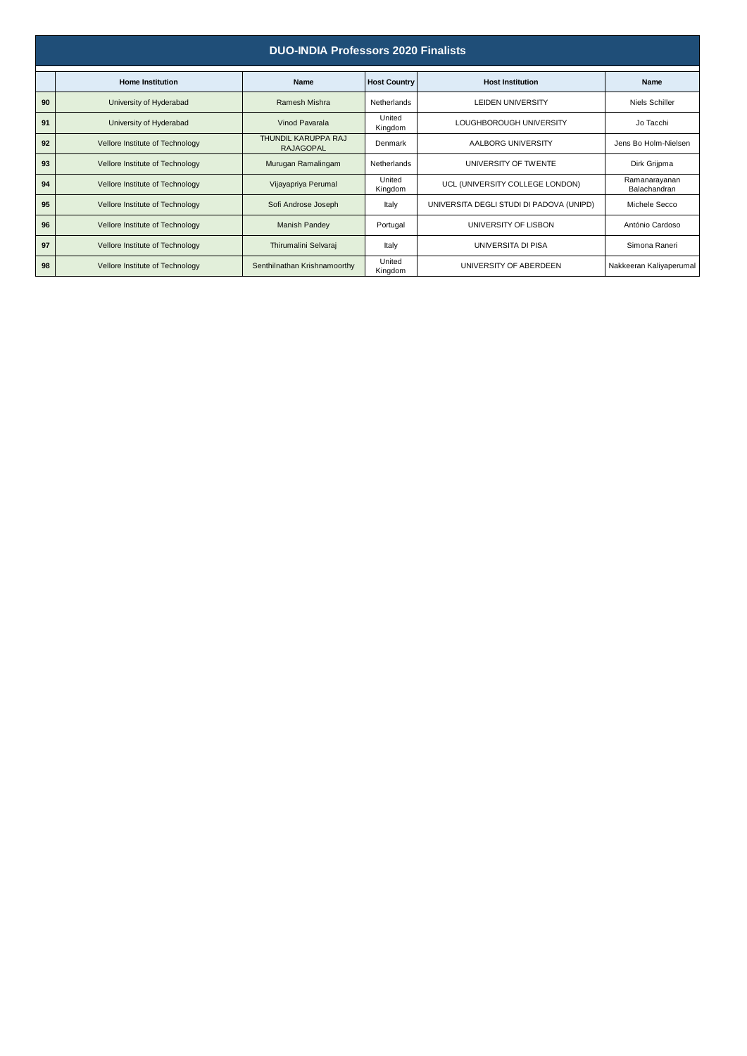## DUO-INDIA Professors 2020 Finalists

| | Home Institution | Name | Host Country | Host Institution | Name |
|---|---|---|---|---|---|
| 90 | University of Hyderabad | Ramesh Mishra | Netherlands | LEIDEN UNIVERSITY | Niels Schiller |
| 91 | University of Hyderabad | Vinod Pavarala | United Kingdom | LOUGHBOROUGH UNIVERSITY | Jo Tacchi |
| 92 | Vellore Institute of Technology | THUNDIL KARUPPA RAJ RAJAGOPAL | Denmark | AALBORG UNIVERSITY | Jens Bo Holm-Nielsen |
| 93 | Vellore Institute of Technology | Murugan Ramalingam | Netherlands | UNIVERSITY OF TWENTE | Dirk Grijpma |
| 94 | Vellore Institute of Technology | Vijayapriya Perumal | United Kingdom | UCL (UNIVERSITY COLLEGE LONDON) | Ramanarayanan Balachandran |
| 95 | Vellore Institute of Technology | Sofi Androse Joseph | Italy | UNIVERSITA DEGLI STUDI DI PADOVA (UNIPD) | Michele Secco |
| 96 | Vellore Institute of Technology | Manish Pandey | Portugal | UNIVERSITY OF LISBON | António Cardoso |
| 97 | Vellore Institute of Technology | Thirumalini Selvaraj | Italy | UNIVERSITA DI PISA | Simona Raneri |
| 98 | Vellore Institute of Technology | Senthilnathan Krishnamoorthy | United Kingdom | UNIVERSITY OF ABERDEEN | Nakkeeran Kaliyaperumal |